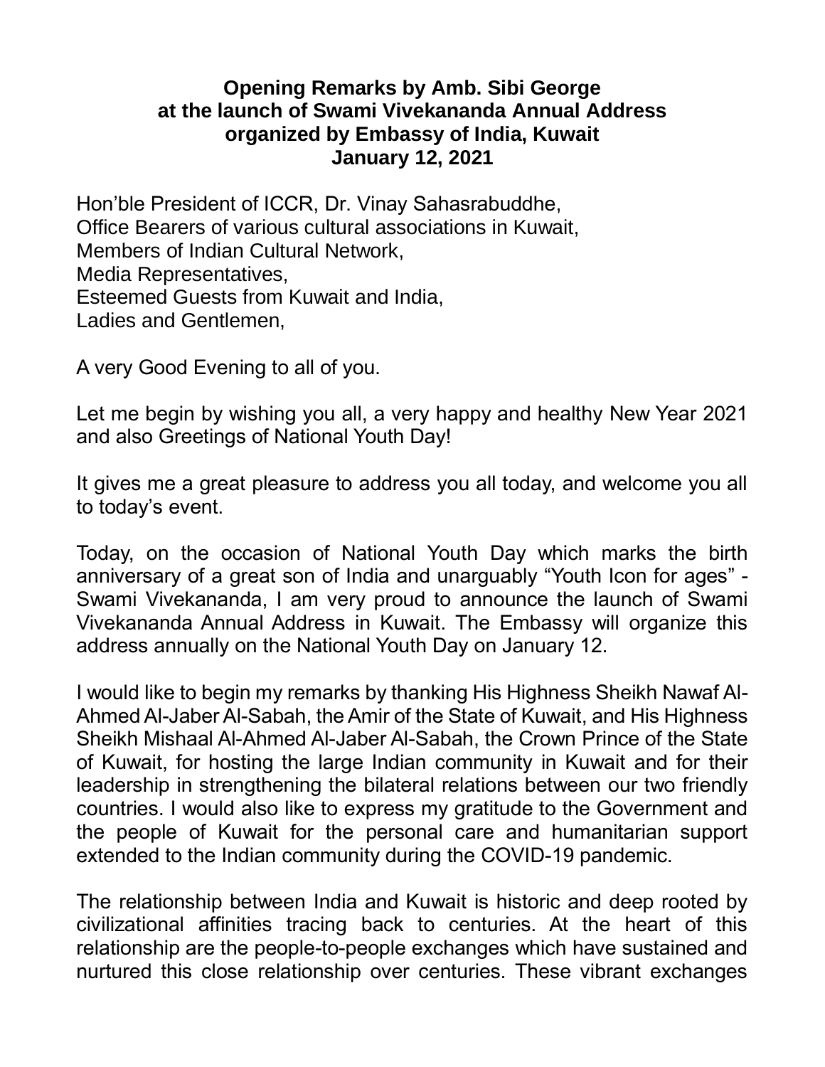**Opening Remarks by Amb. Sibi George**
**at the launch of Swami Vivekananda Annual Address**
**organized by Embassy of India, Kuwait**
**January 12, 2021**

Hon'ble President of ICCR, Dr. Vinay Sahasrabuddhe,
Office Bearers of various cultural associations in Kuwait,
Members of Indian Cultural Network,
Media Representatives,
Esteemed Guests from Kuwait and India,
Ladies and Gentlemen,

A very Good Evening to all of you.

Let me begin by wishing you all, a very happy and healthy New Year 2021 and also Greetings of National Youth Day!

It gives me a great pleasure to address you all today, and welcome you all to today's event.

Today, on the occasion of National Youth Day which marks the birth anniversary of a great son of India and unarguably "Youth Icon for ages" - Swami Vivekananda, I am very proud to announce the launch of Swami Vivekananda Annual Address in Kuwait. The Embassy will organize this address annually on the National Youth Day on January 12.

I would like to begin my remarks by thanking His Highness Sheikh Nawaf Al-Ahmed Al-Jaber Al-Sabah, the Amir of the State of Kuwait, and His Highness Sheikh Mishaal Al-Ahmed Al-Jaber Al-Sabah, the Crown Prince of the State of Kuwait, for hosting the large Indian community in Kuwait and for their leadership in strengthening the bilateral relations between our two friendly countries. I would also like to express my gratitude to the Government and the people of Kuwait for the personal care and humanitarian support extended to the Indian community during the COVID-19 pandemic.

The relationship between India and Kuwait is historic and deep rooted by civilizational affinities tracing back to centuries. At the heart of this relationship are the people-to-people exchanges which have sustained and nurtured this close relationship over centuries. These vibrant exchanges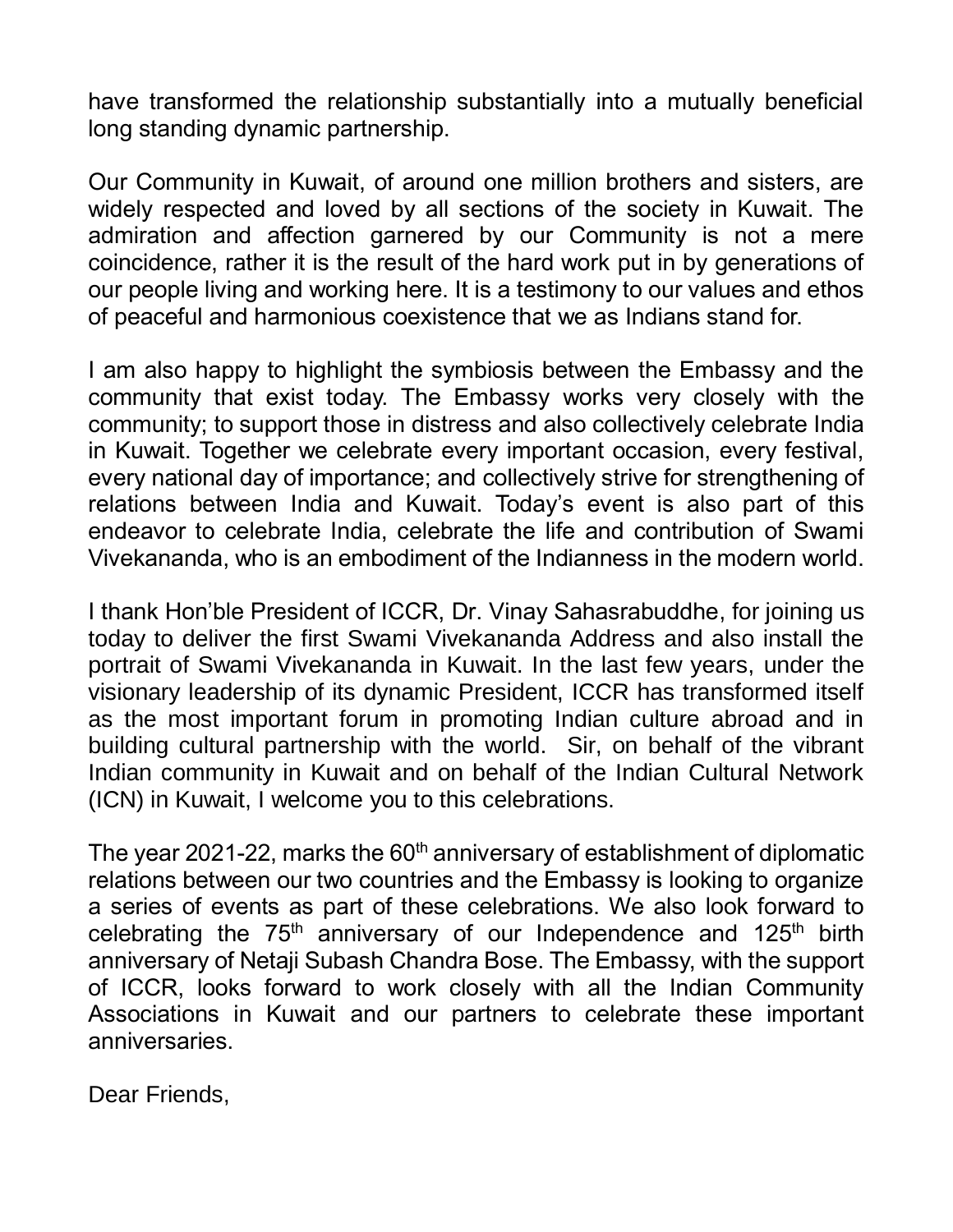have transformed the relationship substantially into a mutually beneficial long standing dynamic partnership.

Our Community in Kuwait, of around one million brothers and sisters, are widely respected and loved by all sections of the society in Kuwait. The admiration and affection garnered by our Community is not a mere coincidence, rather it is the result of the hard work put in by generations of our people living and working here. It is a testimony to our values and ethos of peaceful and harmonious coexistence that we as Indians stand for.

I am also happy to highlight the symbiosis between the Embassy and the community that exist today. The Embassy works very closely with the community; to support those in distress and also collectively celebrate India in Kuwait. Together we celebrate every important occasion, every festival, every national day of importance; and collectively strive for strengthening of relations between India and Kuwait. Today's event is also part of this endeavor to celebrate India, celebrate the life and contribution of Swami Vivekananda, who is an embodiment of the Indianness in the modern world.

I thank Hon'ble President of ICCR, Dr. Vinay Sahasrabuddhe, for joining us today to deliver the first Swami Vivekananda Address and also install the portrait of Swami Vivekananda in Kuwait. In the last few years, under the visionary leadership of its dynamic President, ICCR has transformed itself as the most important forum in promoting Indian culture abroad and in building cultural partnership with the world. Sir, on behalf of the vibrant Indian community in Kuwait and on behalf of the Indian Cultural Network (ICN) in Kuwait, I welcome you to this celebrations.

The year 2021-22, marks the 60th anniversary of establishment of diplomatic relations between our two countries and the Embassy is looking to organize a series of events as part of these celebrations. We also look forward to celebrating the 75th anniversary of our Independence and 125th birth anniversary of Netaji Subash Chandra Bose. The Embassy, with the support of ICCR, looks forward to work closely with all the Indian Community Associations in Kuwait and our partners to celebrate these important anniversaries.

Dear Friends,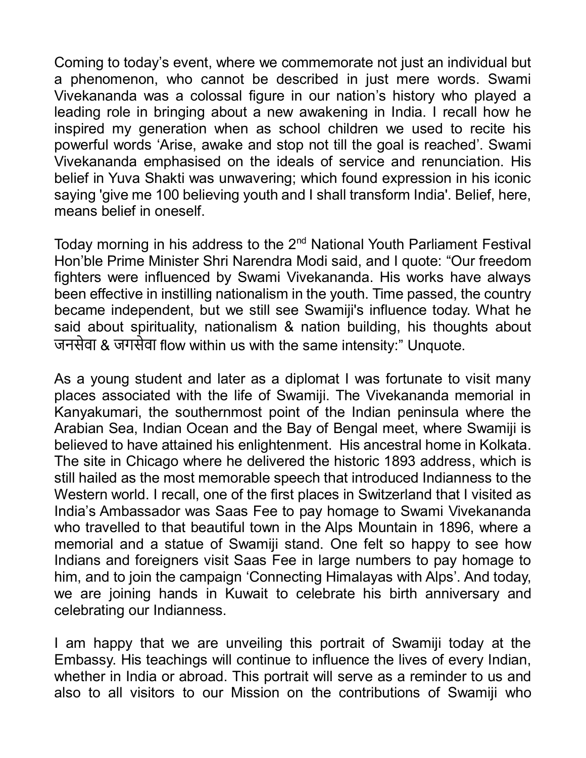Coming to today’s event, where we commemorate not just an individual but a phenomenon, who cannot be described in just mere words. Swami Vivekananda was a colossal figure in our nation’s history who played a leading role in bringing about a new awakening in India. I recall how he inspired my generation when as school children we used to recite his powerful words ‘Arise, awake and stop not till the goal is reached’. Swami Vivekananda emphasised on the ideals of service and renunciation. His belief in Yuva Shakti was unwavering; which found expression in his iconic saying 'give me 100 believing youth and I shall transform India'. Belief, here, means belief in oneself.

Today morning in his address to the 2nd National Youth Parliament Festival Hon’ble Prime Minister Shri Narendra Modi said, and I quote: “Our freedom fighters were influenced by Swami Vivekananda. His works have always been effective in instilling nationalism in the youth. Time passed, the country became independent, but we still see Swamiji's influence today. What he said about spirituality, nationalism & nation building, his thoughts about जनसेवा & जगसेवा flow within us with the same intensity:” Unquote.

As a young student and later as a diplomat I was fortunate to visit many places associated with the life of Swamiji. The Vivekananda memorial in Kanyakumari, the southernmost point of the Indian peninsula where the Arabian Sea, Indian Ocean and the Bay of Bengal meet, where Swamiji is believed to have attained his enlightenment. His ancestral home in Kolkata. The site in Chicago where he delivered the historic 1893 address, which is still hailed as the most memorable speech that introduced Indianness to the Western world. I recall, one of the first places in Switzerland that I visited as India’s Ambassador was Saas Fee to pay homage to Swami Vivekananda who travelled to that beautiful town in the Alps Mountain in 1896, where a memorial and a statue of Swamiji stand. One felt so happy to see how Indians and foreigners visit Saas Fee in large numbers to pay homage to him, and to join the campaign ‘Connecting Himalayas with Alps’. And today, we are joining hands in Kuwait to celebrate his birth anniversary and celebrating our Indianness.

I am happy that we are unveiling this portrait of Swamiji today at the Embassy. His teachings will continue to influence the lives of every Indian, whether in India or abroad. This portrait will serve as a reminder to us and also to all visitors to our Mission on the contributions of Swamiji who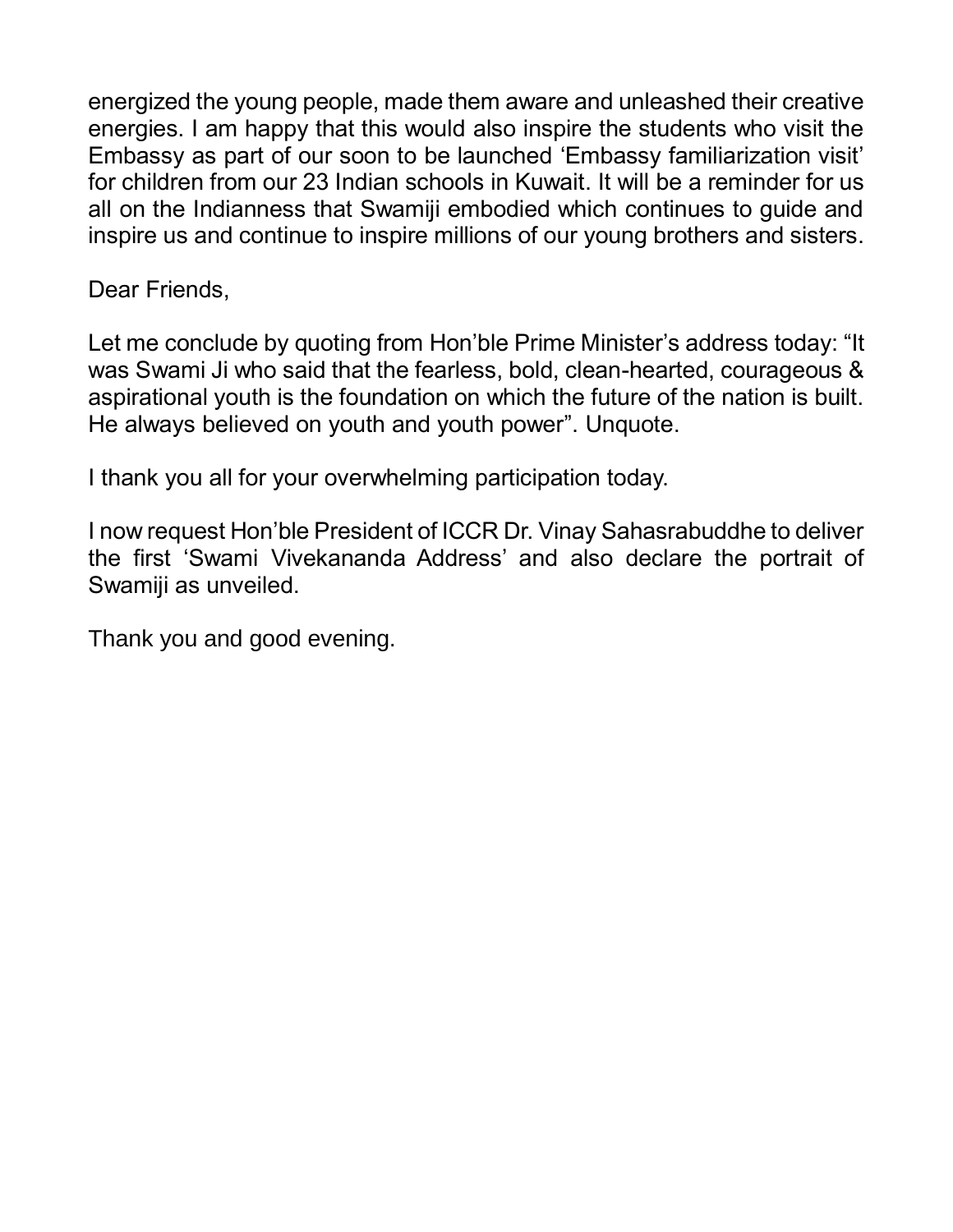energized the young people, made them aware and unleashed their creative energies. I am happy that this would also inspire the students who visit the Embassy as part of our soon to be launched 'Embassy familiarization visit' for children from our 23 Indian schools in Kuwait. It will be a reminder for us all on the Indianness that Swamiji embodied which continues to guide and inspire us and continue to inspire millions of our young brothers and sisters.

Dear Friends,

Let me conclude by quoting from Hon'ble Prime Minister's address today: "It was Swami Ji who said that the fearless, bold, clean-hearted, courageous & aspirational youth is the foundation on which the future of the nation is built. He always believed on youth and youth power". Unquote.

I thank you all for your overwhelming participation today.

I now request Hon'ble President of ICCR Dr. Vinay Sahasrabuddhe to deliver the first 'Swami Vivekananda Address' and also declare the portrait of Swamiji as unveiled.

Thank you and good evening.